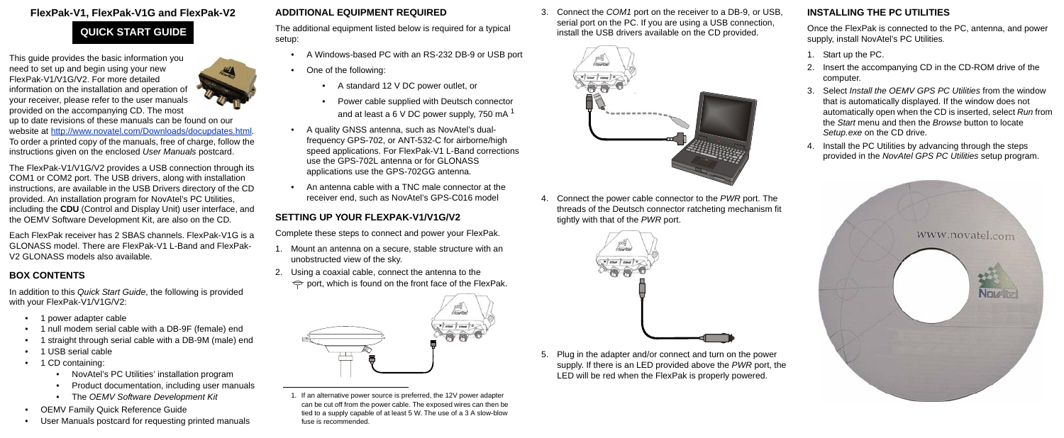# FlexPak-V1, FlexPak-V1G and FlexPak-V2

## QUICK START GUIDE

This guide provides the basic information you need to set up and begin using your new FlexPak-V1/V1G/V2. For more detailed information on the installation and operation of your receiver, please refer to the user manuals provided on the accompanying CD. The most up to date revisions of these manuals can be found on our website at http://www.novatel.com/Downloads/docupdates.html. To order a printed copy of the manuals, free of charge, follow the instructions given on the enclosed *User Manuals* postcard.

The FlexPak-V1/V1G/V2 provides a USB connection through its COM1 or COM2 port. The USB drivers, along with installation instructions, are available in the USB Drivers directory of the CD provided. An installation program for NovAtel's PC Utilities, including the **CDU** (Control and Display Unit) user interface, and the OEMV Software Development Kit, are also on the CD.

Each FlexPak receiver has 2 SBAS channels. FlexPak-V1G is a GLONASS model. There are FlexPak-V1 L-Band and FlexPak-V2 GLONASS models also available.

## BOX CONTENTS

In addition to this *Quick Start Guide*, the following is provided with your FlexPak-V1/V1G/V2:

- 1 power adapter cable
- 1 null modem serial cable with a DB-9F (female) end
- 1 straight through serial cable with a DB-9M (male) end
- 1 USB serial cable
- 1 CD containing:
  - NovAtel's PC Utilities' installation program
  - Product documentation, including user manuals
  - The *OEMV Software Development Kit*
- OEMV Family Quick Reference Guide
- User Manuals postcard for requesting printed manuals

## ADDITIONAL EQUIPMENT REQUIRED

The additional equipment listed below is required for a typical setup:

- A Windows-based PC with an RS-232 DB-9 or USB port
- One of the following:
  - A standard 12 V DC power outlet, or
  - Power cable supplied with Deutsch connector and at least a 6 V DC power supply, 750 mA [1]
- A quality GNSS antenna, such as NovAtel's dual-frequency GPS-702, or ANT-532-C for airborne/high speed applications. For FlexPak-V1 L-Band corrections use the GPS-702L antenna or for GLONASS applications use the GPS-702GG antenna.
- An antenna cable with a TNC male connector at the receiver end, such as NovAtel's GPS-C016 model

## SETTING UP YOUR FLEXPAK-V1/V1G/V2

Complete these steps to connect and power your FlexPak.

1. Mount an antenna on a secure, stable structure with an unobstructed view of the sky.
2. Using a coaxial cable, connect the antenna to the port, which is found on the front face of the FlexPak.
3. Connect the *COM1* port on the receiver to a DB-9, or USB, serial port on the PC. If you are using a USB connection, install the USB drivers available on the CD provided.
4. Connect the power cable connector to the *PWR* port. The threads of the Deutsch connector ratcheting mechanism fit tightly with that of the *PWR* port.
5. Plug in the adapter and/or connect and turn on the power supply. If there is an LED provided above the *PWR* port, the LED will be red when the FlexPak is properly powered.

1. If an alternative power source is preferred, the 12V power adapter can be cut off from the power cable. The exposed wires can then be tied to a supply capable of at least 5 W. The use of a 3 A slow-blow fuse is recommended.

## INSTALLING THE PC UTILITIES

Once the FlexPak is connected to the PC, antenna, and power supply, install NovAtel's PC Utilities.

1. Start up the PC.
2. Insert the accompanying CD in the CD-ROM drive of the computer.
3. Select *Install the OEMV GPS PC Utilities* from the window that is automatically displayed. If the window does not automatically open when the CD is inserted, select *Run* from the *Start* menu and then the *Browse* button to locate *Setup.exe* on the CD drive.
4. Install the PC Utilities by advancing through the steps provided in the *NovAtel GPS PC Utilities* setup program.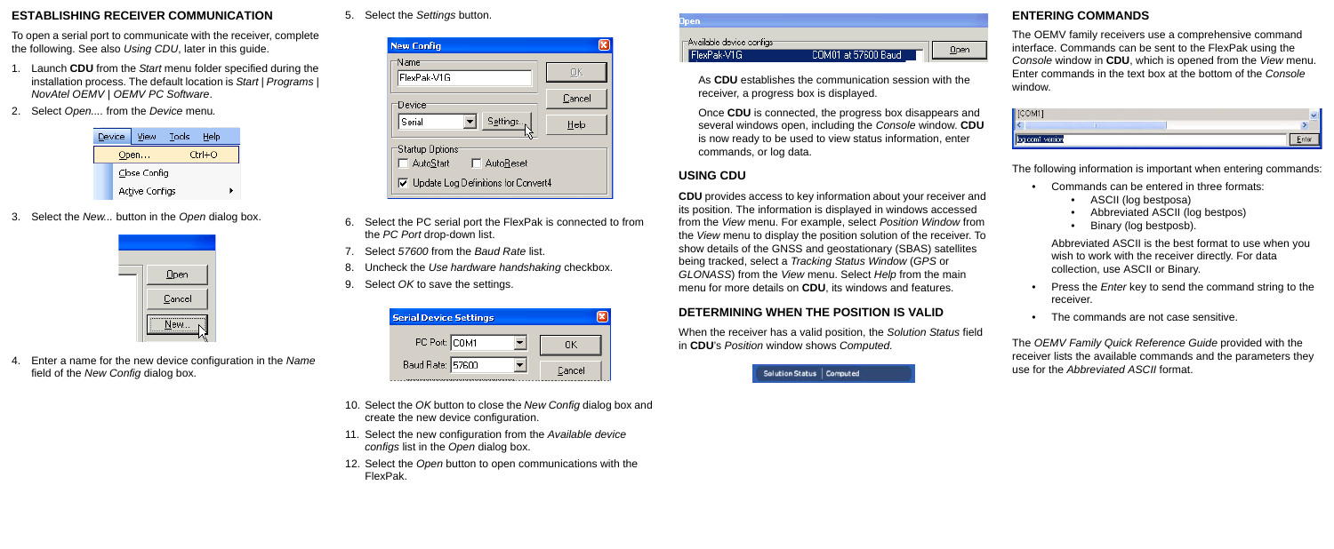## ESTABLISHING RECEIVER COMMUNICATION

To open a serial port to communicate with the receiver, complete the following. See also *Using CDU*, later in this guide.

1. Launch **CDU** from the *Start* menu folder specified during the installation process. The default location is *Start | Programs | NovAtel OEMV | OEMV PC Software*.
2. Select *Open....* from the *Device* menu.
3. Select the *New...* button in the *Open* dialog box.
4. Enter a name for the new device configuration in the *Name* field of the *New Config* dialog box.
5. Select the *Settings* button.
6. Select the PC serial port the FlexPak is connected to from the *PC Port* drop-down list.
7. Select *57600* from the *Baud Rate* list.
8. Uncheck the *Use hardware handshaking* checkbox.
9. Select *OK* to save the settings.
10. Select the *OK* button to close the *New Config* dialog box and create the new device configuration.
11. Select the new configuration from the *Available device configs* list in the *Open* dialog box.
12. Select the *Open* button to open communications with the FlexPak.

As **CDU** establishes the communication session with the receiver, a progress box is displayed.

Once **CDU** is connected, the progress box disappears and several windows open, including the *Console* window. **CDU** is now ready to be used to view status information, enter commands, or log data.

## USING CDU

**CDU** provides access to key information about your receiver and its position. The information is displayed in windows accessed from the *View* menu. For example, select *Position Window* from the *View* menu to display the position solution of the receiver. To show details of the GNSS and geostationary (SBAS) satellites being tracked, select a *Tracking Status Window* (*GPS* or *GLONASS*) from the *View* menu. Select *Help* from the main menu for more details on **CDU**, its windows and features.

## DETERMINING WHEN THE POSITION IS VALID

When the receiver has a valid position, the *Solution Status* field in **CDU**'s *Position* window shows *Computed*.

## ENTERING COMMANDS

The OEMV family receivers use a comprehensive command interface. Commands can be sent to the FlexPak using the *Console* window in **CDU**, which is opened from the *View* menu. Enter commands in the text box at the bottom of the *Console* window.

The following information is important when entering commands:

- Commands can be entered in three formats:
  - ASCII (log bestposa)
  - Abbreviated ASCII (log bestpos)
  - Binary (log bestposb).

  Abbreviated ASCII is the best format to use when you wish to work with the receiver directly. For data collection, use ASCII or Binary.
- Press the *Enter* key to send the command string to the receiver.
- The commands are not case sensitive.

The *OEMV Family Quick Reference Guide* provided with the receiver lists the available commands and the parameters they use for the *Abbreviated ASCII* format.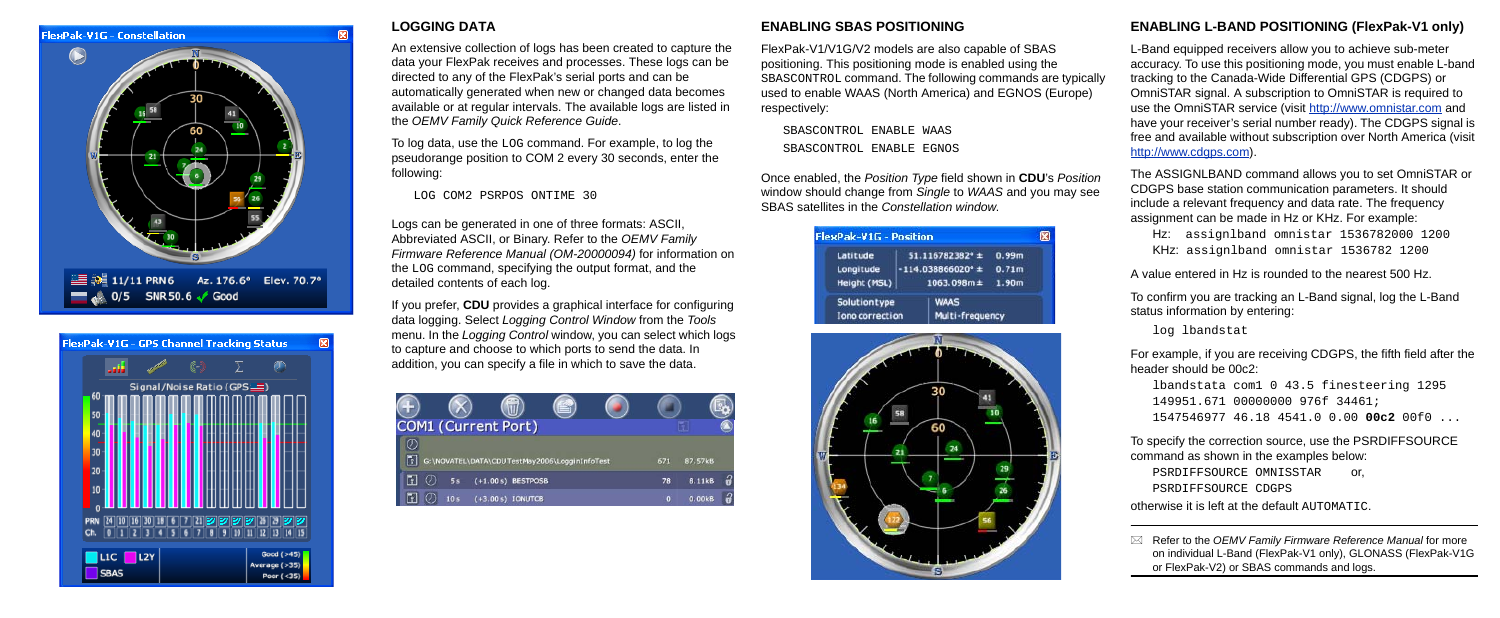## LOGGING DATA

An extensive collection of logs has been created to capture the data your FlexPak receives and processes. These logs can be directed to any of the FlexPak's serial ports and can be automatically generated when new or changed data becomes available or at regular intervals. The available logs are listed in the *OEMV Family Quick Reference Guide*.

To log data, use the LOG command. For example, to log the pseudorange position to COM 2 every 30 seconds, enter the following:

```
LOG COM2 PSRPOS ONTIME 30
```

Logs can be generated in one of three formats: ASCII, Abbreviated ASCII, or Binary. Refer to the *OEMV Family Firmware Reference Manual (OM-20000094)* for information on the LOG command, specifying the output format, and the detailed contents of each log.

If you prefer, **CDU** provides a graphical interface for configuring data logging. Select *Logging Control Window* from the *Tools* menu. In the *Logging Control* window, you can select which logs to capture and choose to which ports to send the data. In addition, you can specify a file in which to save the data.

## ENABLING SBAS POSITIONING

FlexPak-V1/V1G/V2 models are also capable of SBAS positioning. This positioning mode is enabled using the SBASCONTROL command. The following commands are typically used to enable WAAS (North America) and EGNOS (Europe) respectively:

```
SBASCONTROL ENABLE WAAS
SBASCONTROL ENABLE EGNOS
```

Once enabled, the *Position Type* field shown in **CDU**'s *Position* window should change from *Single* to *WAAS* and you may see SBAS satellites in the *Constellation window*.

## ENABLING L-BAND POSITIONING (FlexPak-V1 only)

L-Band equipped receivers allow you to achieve sub-meter accuracy. To use this positioning mode, you must enable L-band tracking to the Canada-Wide Differential GPS (CDGPS) or OmniSTAR signal. A subscription to OmniSTAR is required to use the OmniSTAR service (visit http://www.omnistar.com and have your receiver's serial number ready). The CDGPS signal is free and available without subscription over North America (visit http://www.cdgps.com).

The ASSIGNLBAND command allows you to set OmniSTAR or CDGPS base station communication parameters. It should include a relevant frequency and data rate. The frequency assignment can be made in Hz or KHz. For example:

```
Hz:  assignlband omnistar 1536782000 1200
KHz: assignlband omnistar 1536782 1200
```

A value entered in Hz is rounded to the nearest 500 Hz.

To confirm you are tracking an L-Band signal, log the L-Band status information by entering:

```
log lbandstat
```

For example, if you are receiving CDGPS, the fifth field after the header should be 00c2:

```
lbandstata com1 0 43.5 finesteering 1295
149951.671 00000000 976f 34461;
1547546977 46.18 4541.0 0.00 00c2 00f0 ...
```

To specify the correction source, use the PSRDIFFSOURCE command as shown in the examples below:

```
PSRDIFFSOURCE OMNISSTAR     or,
PSRDIFFSOURCE CDGPS
```

otherwise it is left at the default AUTOMATIC.

Refer to the *OEMV Family Firmware Reference Manual* for more on individual L-Band (FlexPak-V1 only), GLONASS (FlexPak-V1G or FlexPak-V2) or SBAS commands and logs.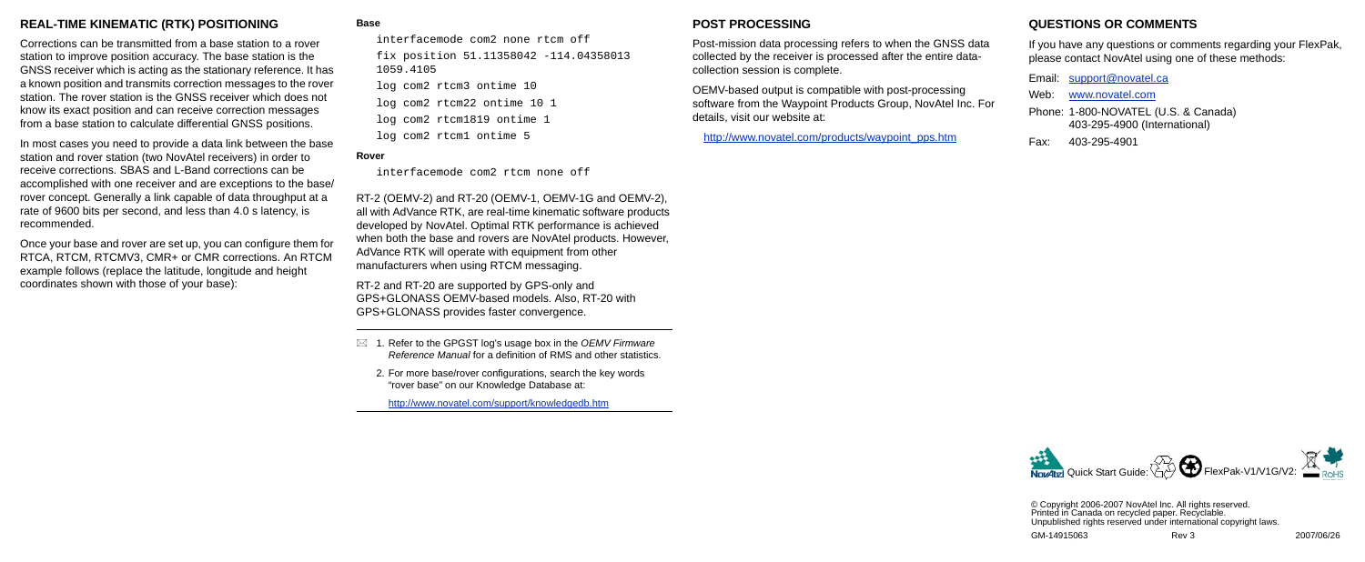## REAL-TIME KINEMATIC (RTK) POSITIONING

Corrections can be transmitted from a base station to a rover station to improve position accuracy. The base station is the GNSS receiver which is acting as the stationary reference. It has a known position and transmits correction messages to the rover station. The rover station is the GNSS receiver which does not know its exact position and can receive correction messages from a base station to calculate differential GNSS positions.

In most cases you need to provide a data link between the base station and rover station (two NovAtel receivers) in order to receive corrections. SBAS and L-Band corrections can be accomplished with one receiver and are exceptions to the base/rover concept. Generally a link capable of data throughput at a rate of 9600 bits per second, and less than 4.0 s latency, is recommended.

Once your base and rover are set up, you can configure them for RTCA, RTCM, RTCMV3, CMR+ or CMR corrections. An RTCM example follows (replace the latitude, longitude and height coordinates shown with those of your base):

**Base**

```
interfacemode com2 none rtcm off
fix position 51.11358042 -114.04358013 1059.4105
log com2 rtcm3 ontime 10
log com2 rtcm22 ontime 10 1
log com2 rtcm1819 ontime 1
log com2 rtcm1 ontime 5
```

**Rover**

```
interfacemode com2 rtcm none off
```

RT-2 (OEMV-2) and RT-20 (OEMV-1, OEMV-1G and OEMV-2), all with AdVance RTK, are real-time kinematic software products developed by NovAtel. Optimal RTK performance is achieved when both the base and rovers are NovAtel products. However, AdVance RTK will operate with equipment from other manufacturers when using RTCM messaging.

RT-2 and RT-20 are supported by GPS-only and GPS+GLONASS OEMV-based models. Also, RT-20 with GPS+GLONASS provides faster convergence.

1. Refer to the GPGST log's usage box in the *OEMV Firmware Reference Manual* for a definition of RMS and other statistics.
2. For more base/rover configurations, search the key words "rover base" on our Knowledge Database at:

   http://www.novatel.com/support/knowledgedb.htm

## POST PROCESSING

Post-mission data processing refers to when the GNSS data collected by the receiver is processed after the entire data-collection session is complete.

OEMV-based output is compatible with post-processing software from the Waypoint Products Group, NovAtel Inc. For details, visit our website at:

http://www.novatel.com/products/waypoint_pps.htm

## QUESTIONS OR COMMENTS

If you have any questions or comments regarding your FlexPak, please contact NovAtel using one of these methods:

Email: support@novatel.ca

Web: www.novatel.com

Phone: 1-800-NOVATEL (U.S. & Canada)
403-295-4900 (International)

Fax: 403-295-4901

NovAtel Quick Start Guide: FlexPak-V1/V1G/V2: RoHS

© Copyright 2006-2007 NovAtel Inc. All rights reserved.
Printed in Canada on recycled paper. Recyclable.
Unpublished rights reserved under international copyright laws.

GM-14915063 Rev 3 2007/06/26